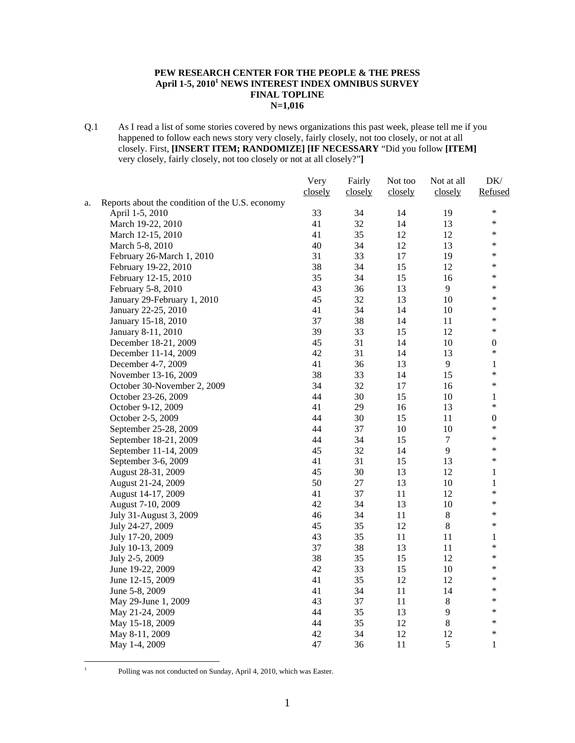**PEW RESEARCH CENTER FOR THE PEOPLE & THE PRESS**
**April 1-5, 2010[1] NEWS INTEREST INDEX OMNIBUS SURVEY**
**FINAL TOPLINE**
**N=1,016**

Q.1 As I read a list of some stories covered by news organizations this past week, please tell me if you happened to follow each news story very closely, fairly closely, not too closely, or not at all closely. First, **[INSERT ITEM; RANDOMIZE] [IF NECESSARY** "Did you follow **[ITEM]** very closely, fairly closely, not too closely or not at all closely?"**]**

| | Very closely | Fairly closely | Not too closely | Not at all closely | DK/ Refused |
|---|---|---|---|---|---|
| a. Reports about the condition of the U.S. economy | | | | | |
| April 1-5, 2010 | 33 | 34 | 14 | 19 | * |
| March 19-22, 2010 | 41 | 32 | 14 | 13 | * |
| March 12-15, 2010 | 41 | 35 | 12 | 12 | * |
| March 5-8, 2010 | 40 | 34 | 12 | 13 | * |
| February 26-March 1, 2010 | 31 | 33 | 17 | 19 | * |
| February 19-22, 2010 | 38 | 34 | 15 | 12 | * |
| February 12-15, 2010 | 35 | 34 | 15 | 16 | * |
| February 5-8, 2010 | 43 | 36 | 13 | 9 | * |
| January 29-February 1, 2010 | 45 | 32 | 13 | 10 | * |
| January 22-25, 2010 | 41 | 34 | 14 | 10 | * |
| January 15-18, 2010 | 37 | 38 | 14 | 11 | * |
| January 8-11, 2010 | 39 | 33 | 15 | 12 | * |
| December 18-21, 2009 | 45 | 31 | 14 | 10 | 0 |
| December 11-14, 2009 | 42 | 31 | 14 | 13 | * |
| December 4-7, 2009 | 41 | 36 | 13 | 9 | 1 |
| November 13-16, 2009 | 38 | 33 | 14 | 15 | * |
| October 30-November 2, 2009 | 34 | 32 | 17 | 16 | * |
| October 23-26, 2009 | 44 | 30 | 15 | 10 | 1 |
| October 9-12, 2009 | 41 | 29 | 16 | 13 | * |
| October 2-5, 2009 | 44 | 30 | 15 | 11 | 0 |
| September 25-28, 2009 | 44 | 37 | 10 | 10 | * |
| September 18-21, 2009 | 44 | 34 | 15 | 7 | * |
| September 11-14, 2009 | 45 | 32 | 14 | 9 | * |
| September 3-6, 2009 | 41 | 31 | 15 | 13 | * |
| August 28-31, 2009 | 45 | 30 | 13 | 12 | 1 |
| August 21-24, 2009 | 50 | 27 | 13 | 10 | 1 |
| August 14-17, 2009 | 41 | 37 | 11 | 12 | * |
| August 7-10, 2009 | 42 | 34 | 13 | 10 | * |
| July 31-August 3, 2009 | 46 | 34 | 11 | 8 | * |
| July 24-27, 2009 | 45 | 35 | 12 | 8 | * |
| July 17-20, 2009 | 43 | 35 | 11 | 11 | 1 |
| July 10-13, 2009 | 37 | 38 | 13 | 11 | * |
| July 2-5, 2009 | 38 | 35 | 15 | 12 | * |
| June 19-22, 2009 | 42 | 33 | 15 | 10 | * |
| June 12-15, 2009 | 41 | 35 | 12 | 12 | * |
| June 5-8, 2009 | 41 | 34 | 11 | 14 | * |
| May 29-June 1, 2009 | 43 | 37 | 11 | 8 | * |
| May 21-24, 2009 | 44 | 35 | 13 | 9 | * |
| May 15-18, 2009 | 44 | 35 | 12 | 8 | * |
| May 8-11, 2009 | 42 | 34 | 12 | 12 | * |
| May 1-4, 2009 | 47 | 36 | 11 | 5 | 1 |

[1] Polling was not conducted on Sunday, April 4, 2010, which was Easter.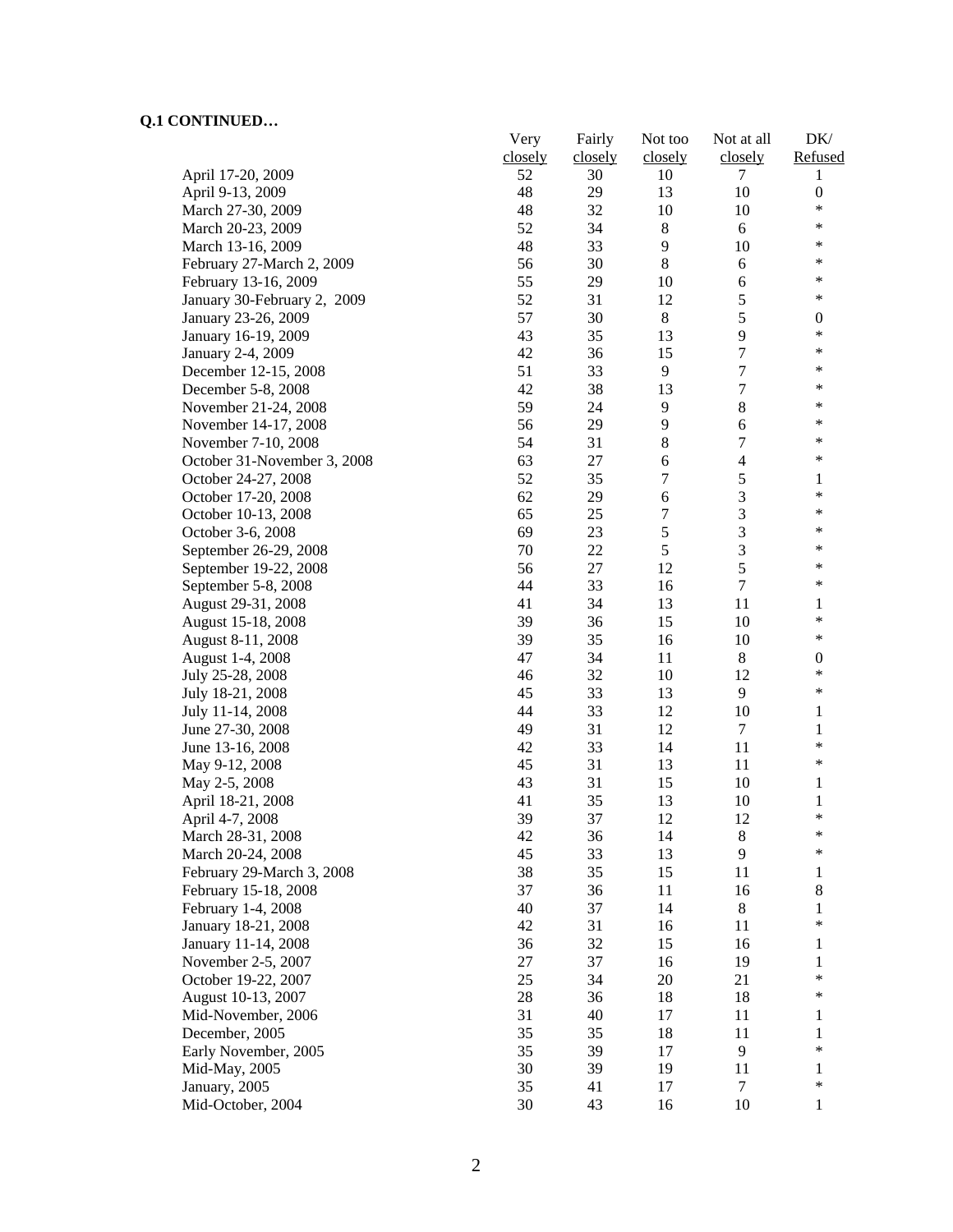**Q.1 CONTINUED…**

| | Very closely | Fairly closely | Not too closely | Not at all closely | DK/ Refused |
|---|---|---|---|---|---|
| April 17-20, 2009 | 52 | 30 | 10 | 7 | 1 |
| April 9-13, 2009 | 48 | 29 | 13 | 10 | 0 |
| March 27-30, 2009 | 48 | 32 | 10 | 10 | * |
| March 20-23, 2009 | 52 | 34 | 8 | 6 | * |
| March 13-16, 2009 | 48 | 33 | 9 | 10 | * |
| February 27-March 2, 2009 | 56 | 30 | 8 | 6 | * |
| February 13-16, 2009 | 55 | 29 | 10 | 6 | * |
| January 30-February 2, 2009 | 52 | 31 | 12 | 5 | * |
| January 23-26, 2009 | 57 | 30 | 8 | 5 | 0 |
| January 16-19, 2009 | 43 | 35 | 13 | 9 | * |
| January 2-4, 2009 | 42 | 36 | 15 | 7 | * |
| December 12-15, 2008 | 51 | 33 | 9 | 7 | * |
| December 5-8, 2008 | 42 | 38 | 13 | 7 | * |
| November 21-24, 2008 | 59 | 24 | 9 | 8 | * |
| November 14-17, 2008 | 56 | 29 | 9 | 6 | * |
| November 7-10, 2008 | 54 | 31 | 8 | 7 | * |
| October 31-November 3, 2008 | 63 | 27 | 6 | 4 | * |
| October 24-27, 2008 | 52 | 35 | 7 | 5 | 1 |
| October 17-20, 2008 | 62 | 29 | 6 | 3 | * |
| October 10-13, 2008 | 65 | 25 | 7 | 3 | * |
| October 3-6, 2008 | 69 | 23 | 5 | 3 | * |
| September 26-29, 2008 | 70 | 22 | 5 | 3 | * |
| September 19-22, 2008 | 56 | 27 | 12 | 5 | * |
| September 5-8, 2008 | 44 | 33 | 16 | 7 | * |
| August 29-31, 2008 | 41 | 34 | 13 | 11 | 1 |
| August 15-18, 2008 | 39 | 36 | 15 | 10 | * |
| August 8-11, 2008 | 39 | 35 | 16 | 10 | * |
| August 1-4, 2008 | 47 | 34 | 11 | 8 | 0 |
| July 25-28, 2008 | 46 | 32 | 10 | 12 | * |
| July 18-21, 2008 | 45 | 33 | 13 | 9 | * |
| July 11-14, 2008 | 44 | 33 | 12 | 10 | 1 |
| June 27-30, 2008 | 49 | 31 | 12 | 7 | 1 |
| June 13-16, 2008 | 42 | 33 | 14 | 11 | * |
| May 9-12, 2008 | 45 | 31 | 13 | 11 | * |
| May 2-5, 2008 | 43 | 31 | 15 | 10 | 1 |
| April 18-21, 2008 | 41 | 35 | 13 | 10 | 1 |
| April 4-7, 2008 | 39 | 37 | 12 | 12 | * |
| March 28-31, 2008 | 42 | 36 | 14 | 8 | * |
| March 20-24, 2008 | 45 | 33 | 13 | 9 | * |
| February 29-March 3, 2008 | 38 | 35 | 15 | 11 | 1 |
| February 15-18, 2008 | 37 | 36 | 11 | 16 | 8 |
| February 1-4, 2008 | 40 | 37 | 14 | 8 | 1 |
| January 18-21, 2008 | 42 | 31 | 16 | 11 | * |
| January 11-14, 2008 | 36 | 32 | 15 | 16 | 1 |
| November 2-5, 2007 | 27 | 37 | 16 | 19 | 1 |
| October 19-22, 2007 | 25 | 34 | 20 | 21 | * |
| August 10-13, 2007 | 28 | 36 | 18 | 18 | * |
| Mid-November, 2006 | 31 | 40 | 17 | 11 | 1 |
| December, 2005 | 35 | 35 | 18 | 11 | 1 |
| Early November, 2005 | 35 | 39 | 17 | 9 | * |
| Mid-May, 2005 | 30 | 39 | 19 | 11 | 1 |
| January, 2005 | 35 | 41 | 17 | 7 | * |
| Mid-October, 2004 | 30 | 43 | 16 | 10 | 1 |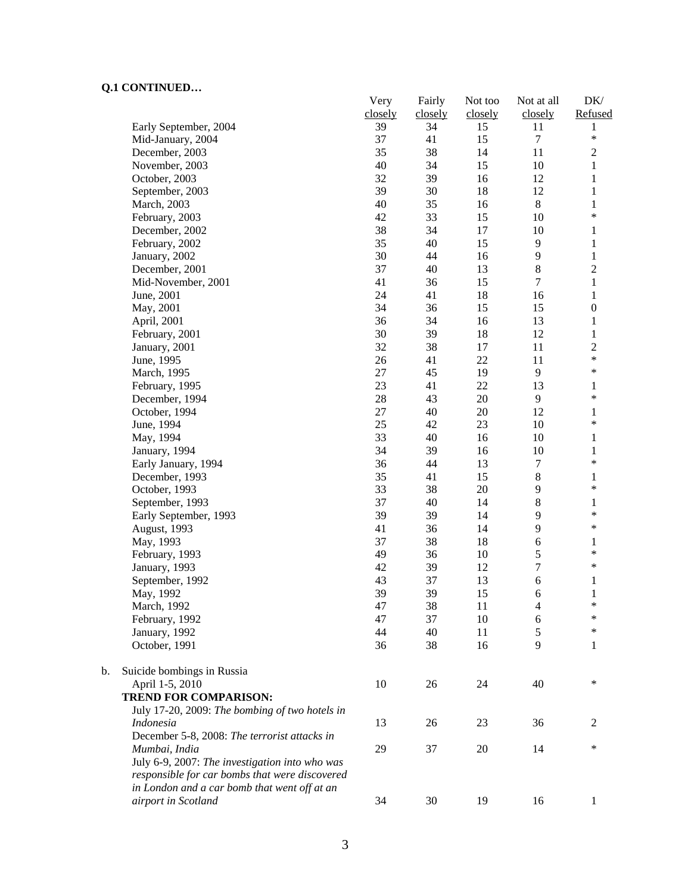**Q.1 CONTINUED…**

| | Very closely | Fairly closely | Not too closely | Not at all closely | DK/ Refused |
|---|---|---|---|---|---|
| Early September, 2004 | 39 | 34 | 15 | 11 | 1 |
| Mid-January, 2004 | 37 | 41 | 15 | 7 | * |
| December, 2003 | 35 | 38 | 14 | 11 | 2 |
| November, 2003 | 40 | 34 | 15 | 10 | 1 |
| October, 2003 | 32 | 39 | 16 | 12 | 1 |
| September, 2003 | 39 | 30 | 18 | 12 | 1 |
| March, 2003 | 40 | 35 | 16 | 8 | 1 |
| February, 2003 | 42 | 33 | 15 | 10 | * |
| December, 2002 | 38 | 34 | 17 | 10 | 1 |
| February, 2002 | 35 | 40 | 15 | 9 | 1 |
| January, 2002 | 30 | 44 | 16 | 9 | 1 |
| December, 2001 | 37 | 40 | 13 | 8 | 2 |
| Mid-November, 2001 | 41 | 36 | 15 | 7 | 1 |
| June, 2001 | 24 | 41 | 18 | 16 | 1 |
| May, 2001 | 34 | 36 | 15 | 15 | 0 |
| April, 2001 | 36 | 34 | 16 | 13 | 1 |
| February, 2001 | 30 | 39 | 18 | 12 | 1 |
| January, 2001 | 32 | 38 | 17 | 11 | 2 |
| June, 1995 | 26 | 41 | 22 | 11 | * |
| March, 1995 | 27 | 45 | 19 | 9 | * |
| February, 1995 | 23 | 41 | 22 | 13 | 1 |
| December, 1994 | 28 | 43 | 20 | 9 | * |
| October, 1994 | 27 | 40 | 20 | 12 | 1 |
| June, 1994 | 25 | 42 | 23 | 10 | * |
| May, 1994 | 33 | 40 | 16 | 10 | 1 |
| January, 1994 | 34 | 39 | 16 | 10 | 1 |
| Early January, 1994 | 36 | 44 | 13 | 7 | * |
| December, 1993 | 35 | 41 | 15 | 8 | 1 |
| October, 1993 | 33 | 38 | 20 | 9 | * |
| September, 1993 | 37 | 40 | 14 | 8 | 1 |
| Early September, 1993 | 39 | 39 | 14 | 9 | * |
| August, 1993 | 41 | 36 | 14 | 9 | * |
| May, 1993 | 37 | 38 | 18 | 6 | 1 |
| February, 1993 | 49 | 36 | 10 | 5 | * |
| January, 1993 | 42 | 39 | 12 | 7 | * |
| September, 1992 | 43 | 37 | 13 | 6 | 1 |
| May, 1992 | 39 | 39 | 15 | 6 | 1 |
| March, 1992 | 47 | 38 | 11 | 4 | * |
| February, 1992 | 47 | 37 | 10 | 6 | * |
| January, 1992 | 44 | 40 | 11 | 5 | * |
| October, 1991 | 36 | 38 | 16 | 9 | 1 |
| **b. Suicide bombings in Russia** | | | | | |
| April 1-5, 2010 | 10 | 26 | 24 | 40 | * |
| **TREND FOR COMPARISON:** | | | | | |
| July 17-20, 2009: *The bombing of two hotels in Indonesia* | 13 | 26 | 23 | 36 | 2 |
| December 5-8, 2008: *The terrorist attacks in Mumbai, India* | 29 | 37 | 20 | 14 | * |
| July 6-9, 2007: *The investigation into who was responsible for car bombs that were discovered in London and a car bomb that went off at an airport in Scotland* | 34 | 30 | 19 | 16 | 1 |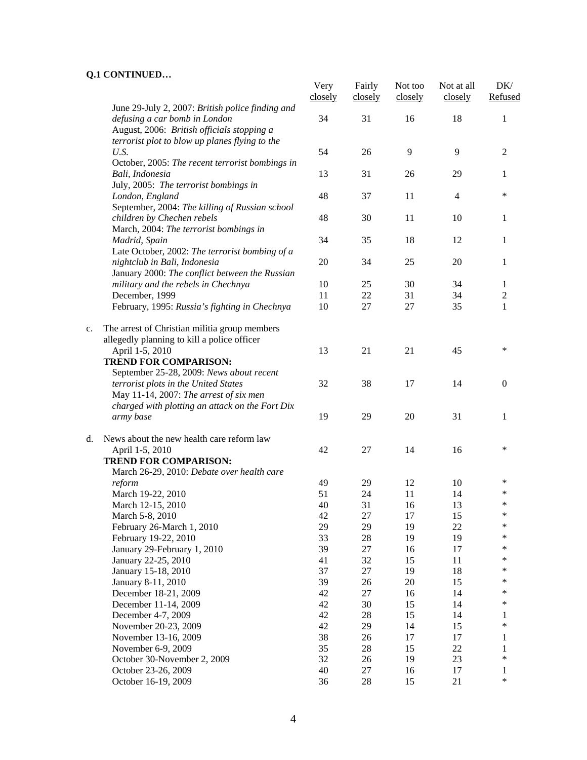**Q.1 CONTINUED…**

| | Very closely | Fairly closely | Not too closely | Not at all closely | DK/ Refused |
|---|---|---|---|---|---|
| June 29-July 2, 2007: *British police finding and defusing a car bomb in London* | 34 | 31 | 16 | 18 | 1 |
| August, 2006: *British officials stopping a terrorist plot to blow up planes flying to the U.S.* | 54 | 26 | 9 | 9 | 2 |
| October, 2005: *The recent terrorist bombings in Bali, Indonesia* | 13 | 31 | 26 | 29 | 1 |
| July, 2005: *The terrorist bombings in London, England* | 48 | 37 | 11 | 4 | * |
| September, 2004: *The killing of Russian school children by Chechen rebels* | 48 | 30 | 11 | 10 | 1 |
| March, 2004: *The terrorist bombings in Madrid, Spain* | 34 | 35 | 18 | 12 | 1 |
| Late October, 2002: *The terrorist bombing of a nightclub in Bali, Indonesia* | 20 | 34 | 25 | 20 | 1 |
| January 2000: *The conflict between the Russian military and the rebels in Chechnya* | 10 | 25 | 30 | 34 | 1 |
| December, 1999 | 11 | 22 | 31 | 34 | 2 |
| February, 1995: *Russia's fighting in Chechnya* | 10 | 27 | 27 | 35 | 1 |
| c. The arrest of Christian militia group members allegedly planning to kill a police officer | | | | | |
| April 1-5, 2010 | 13 | 21 | 21 | 45 | * |
| **TREND FOR COMPARISON:** | | | | | |
| September 25-28, 2009: *News about recent terrorist plots in the United States* | 32 | 38 | 17 | 14 | 0 |
| May 11-14, 2007: *The arrest of six men charged with plotting an attack on the Fort Dix army base* | 19 | 29 | 20 | 31 | 1 |
| d. News about the new health care reform law | | | | | |
| April 1-5, 2010 | 42 | 27 | 14 | 16 | * |
| **TREND FOR COMPARISON:** | | | | | |
| March 26-29, 2010: *Debate over health care reform* | 49 | 29 | 12 | 10 | * |
| March 19-22, 2010 | 51 | 24 | 11 | 14 | * |
| March 12-15, 2010 | 40 | 31 | 16 | 13 | * |
| March 5-8, 2010 | 42 | 27 | 17 | 15 | * |
| February 26-March 1, 2010 | 29 | 29 | 19 | 22 | * |
| February 19-22, 2010 | 33 | 28 | 19 | 19 | * |
| January 29-February 1, 2010 | 39 | 27 | 16 | 17 | * |
| January 22-25, 2010 | 41 | 32 | 15 | 11 | * |
| January 15-18, 2010 | 37 | 27 | 19 | 18 | * |
| January 8-11, 2010 | 39 | 26 | 20 | 15 | * |
| December 18-21, 2009 | 42 | 27 | 16 | 14 | * |
| December 11-14, 2009 | 42 | 30 | 15 | 14 | * |
| December 4-7, 2009 | 42 | 28 | 15 | 14 | 1 |
| November 20-23, 2009 | 42 | 29 | 14 | 15 | * |
| November 13-16, 2009 | 38 | 26 | 17 | 17 | 1 |
| November 6-9, 2009 | 35 | 28 | 15 | 22 | 1 |
| October 30-November 2, 2009 | 32 | 26 | 19 | 23 | * |
| October 23-26, 2009 | 40 | 27 | 16 | 17 | 1 |
| October 16-19, 2009 | 36 | 28 | 15 | 21 | * |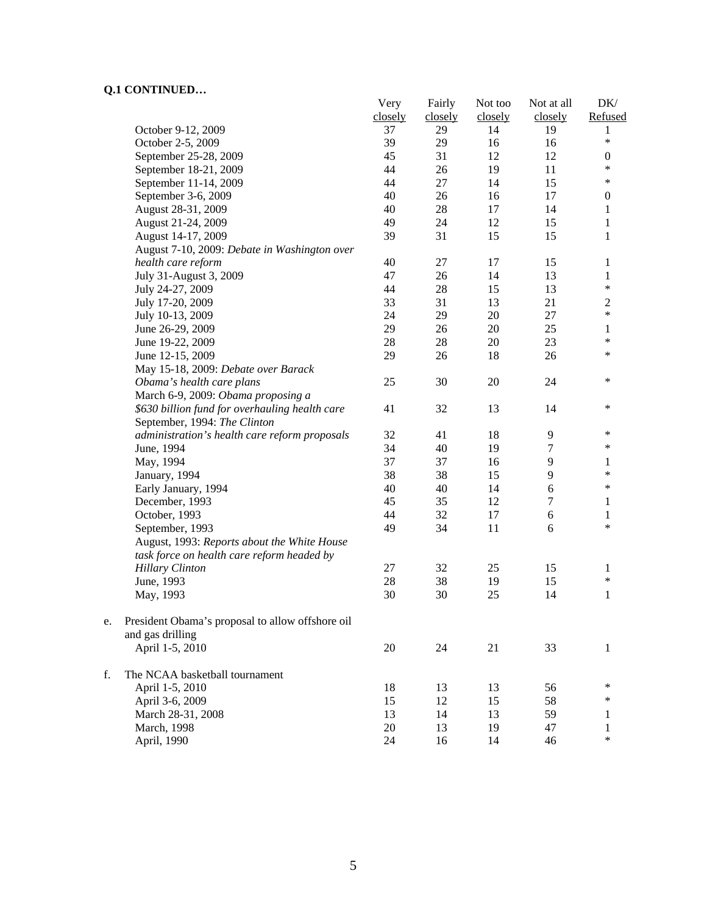**Q.1 CONTINUED…**

| | Very closely | Fairly closely | Not too closely | Not at all closely | DK/ Refused |
|---|---|---|---|---|---|
| October 9-12, 2009 | 37 | 29 | 14 | 19 | 1 |
| October 2-5, 2009 | 39 | 29 | 16 | 16 | * |
| September 25-28, 2009 | 45 | 31 | 12 | 12 | 0 |
| September 18-21, 2009 | 44 | 26 | 19 | 11 | * |
| September 11-14, 2009 | 44 | 27 | 14 | 15 | * |
| September 3-6, 2009 | 40 | 26 | 16 | 17 | 0 |
| August 28-31, 2009 | 40 | 28 | 17 | 14 | 1 |
| August 21-24, 2009 | 49 | 24 | 12 | 15 | 1 |
| August 14-17, 2009 | 39 | 31 | 15 | 15 | 1 |
| August 7-10, 2009: *Debate in Washington over health care reform* | 40 | 27 | 17 | 15 | 1 |
| July 31-August 3, 2009 | 47 | 26 | 14 | 13 | 1 |
| July 24-27, 2009 | 44 | 28 | 15 | 13 | * |
| July 17-20, 2009 | 33 | 31 | 13 | 21 | 2 |
| July 10-13, 2009 | 24 | 29 | 20 | 27 | * |
| June 26-29, 2009 | 29 | 26 | 20 | 25 | 1 |
| June 19-22, 2009 | 28 | 28 | 20 | 23 | * |
| June 12-15, 2009 | 29 | 26 | 18 | 26 | * |
| May 15-18, 2009: *Debate over Barack Obama's health care plans* | 25 | 30 | 20 | 24 | * |
| March 6-9, 2009: *Obama proposing a $630 billion fund for overhauling health care* | 41 | 32 | 13 | 14 | * |
| September, 1994: *The Clinton administration's health care reform proposals* | 32 | 41 | 18 | 9 | * |
| June, 1994 | 34 | 40 | 19 | 7 | * |
| May, 1994 | 37 | 37 | 16 | 9 | 1 |
| January, 1994 | 38 | 38 | 15 | 9 | * |
| Early January, 1994 | 40 | 40 | 14 | 6 | * |
| December, 1993 | 45 | 35 | 12 | 7 | 1 |
| October, 1993 | 44 | 32 | 17 | 6 | 1 |
| September, 1993 | 49 | 34 | 11 | 6 | * |
| August, 1993: *Reports about the White House task force on health care reform headed by Hillary Clinton* | 27 | 32 | 25 | 15 | 1 |
| June, 1993 | 28 | 38 | 19 | 15 | * |
| May, 1993 | 30 | 30 | 25 | 14 | 1 |
| **e.** President Obama's proposal to allow offshore oil and gas drilling | | | | | |
| April 1-5, 2010 | 20 | 24 | 21 | 33 | 1 |
| **f.** The NCAA basketball tournament | | | | | |
| April 1-5, 2010 | 18 | 13 | 13 | 56 | * |
| April 3-6, 2009 | 15 | 12 | 15 | 58 | * |
| March 28-31, 2008 | 13 | 14 | 13 | 59 | 1 |
| March, 1998 | 20 | 13 | 19 | 47 | 1 |
| April, 1990 | 24 | 16 | 14 | 46 | * |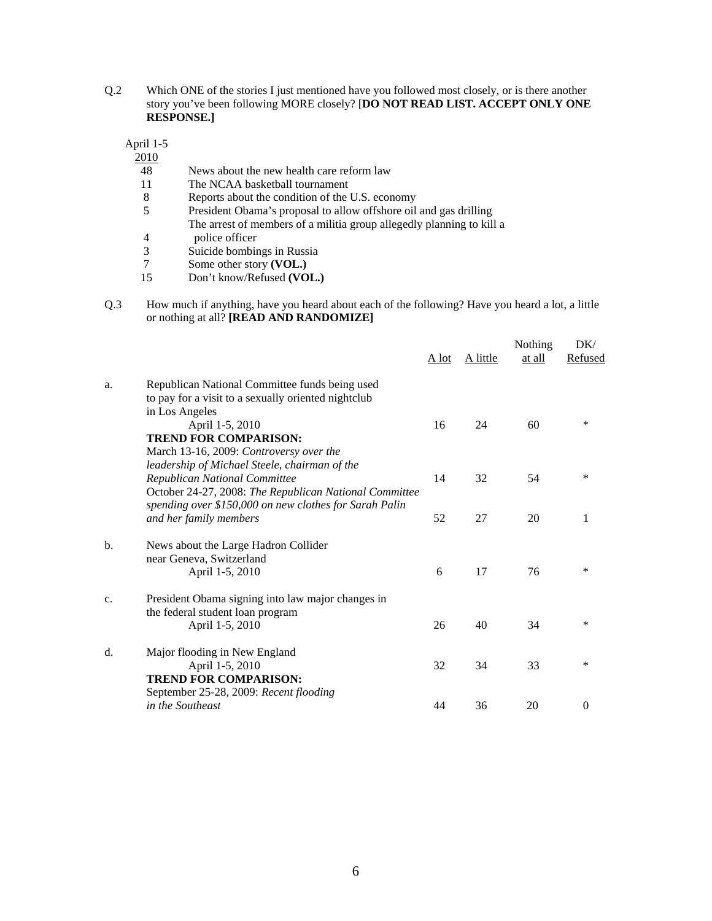Q.2 Which ONE of the stories I just mentioned have you followed most closely, or is there another story you've been following MORE closely? [**DO NOT READ LIST. ACCEPT ONLY ONE RESPONSE.]**

| April 1-5 2010 | |
|---|---|
| 48 | News about the new health care reform law |
| 11 | The NCAA basketball tournament |
| 8 | Reports about the condition of the U.S. economy |
| 5 | President Obama's proposal to allow offshore oil and gas drilling |
| 4 | The arrest of members of a militia group allegedly planning to kill a police officer |
| 3 | Suicide bombings in Russia |
| 7 | Some other story **(VOL.)** |
| 15 | Don't know/Refused **(VOL.)** |

Q.3 How much if anything, have you heard about each of the following? Have you heard a lot, a little or nothing at all? **[READ AND RANDOMIZE]**

| | | A lot | A little | Nothing at all | DK/ Refused |
|---|---|---|---|---|---|
| a. | Republican National Committee funds being used to pay for a visit to a sexually oriented nightclub in Los Angeles | | | | |
| | April 1-5, 2010 | 16 | 24 | 60 | * |
| | **TREND FOR COMPARISON:** | | | | |
| | March 13-16, 2009: *Controversy over the leadership of Michael Steele, chairman of the Republican National Committee* | 14 | 32 | 54 | * |
| | October 24-27, 2008: *The Republican National Committee spending over $150,000 on new clothes for Sarah Palin and her family members* | 52 | 27 | 20 | 1 |
| b. | News about the Large Hadron Collider near Geneva, Switzerland | | | | |
| | April 1-5, 2010 | 6 | 17 | 76 | * |
| c. | President Obama signing into law major changes in the federal student loan program | | | | |
| | April 1-5, 2010 | 26 | 40 | 34 | * |
| d. | Major flooding in New England | | | | |
| | April 1-5, 2010 | 32 | 34 | 33 | * |
| | **TREND FOR COMPARISON:** | | | | |
| | September 25-28, 2009: *Recent flooding in the Southeast* | 44 | 36 | 20 | 0 |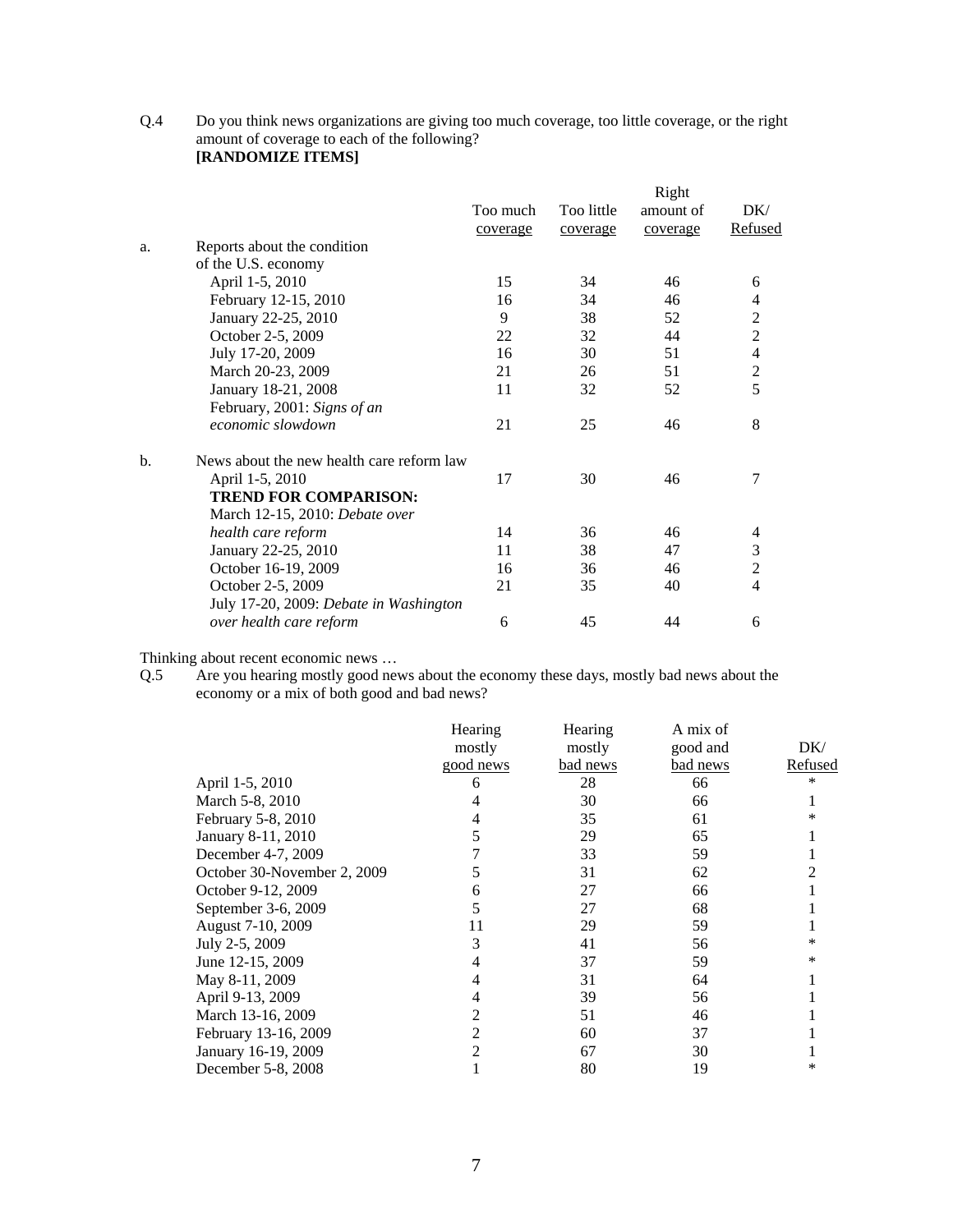Q.4 Do you think news organizations are giving too much coverage, too little coverage, or the right amount of coverage to each of the following?
**[RANDOMIZE ITEMS]**

| | | Too much coverage | Too little coverage | Right amount of coverage | DK/ Refused |
|---|---|---|---|---|---|
| a. | Reports about the condition of the U.S. economy | | | | |
| | April 1-5, 2010 | 15 | 34 | 46 | 6 |
| | February 12-15, 2010 | 16 | 34 | 46 | 4 |
| | January 22-25, 2010 | 9 | 38 | 52 | 2 |
| | October 2-5, 2009 | 22 | 32 | 44 | 2 |
| | July 17-20, 2009 | 16 | 30 | 51 | 4 |
| | March 20-23, 2009 | 21 | 26 | 51 | 2 |
| | January 18-21, 2008 | 11 | 32 | 52 | 5 |
| | February, 2001: *Signs of an economic slowdown* | 21 | 25 | 46 | 8 |
| b. | News about the new health care reform law | | | | |
| | April 1-5, 2010 | 17 | 30 | 46 | 7 |
| | **TREND FOR COMPARISON:** | | | | |
| | March 12-15, 2010: *Debate over health care reform* | 14 | 36 | 46 | 4 |
| | January 22-25, 2010 | 11 | 38 | 47 | 3 |
| | October 16-19, 2009 | 16 | 36 | 46 | 2 |
| | October 2-5, 2009 | 21 | 35 | 40 | 4 |
| | July 17-20, 2009: *Debate in Washington over health care reform* | 6 | 45 | 44 | 6 |

Thinking about recent economic news …

Q.5 Are you hearing mostly good news about the economy these days, mostly bad news about the economy or a mix of both good and bad news?

| | Hearing mostly good news | Hearing mostly bad news | A mix of good and bad news | DK/ Refused |
|---|---|---|---|---|
| April 1-5, 2010 | 6 | 28 | 66 | * |
| March 5-8, 2010 | 4 | 30 | 66 | 1 |
| February 5-8, 2010 | 4 | 35 | 61 | * |
| January 8-11, 2010 | 5 | 29 | 65 | 1 |
| December 4-7, 2009 | 7 | 33 | 59 | 1 |
| October 30-November 2, 2009 | 5 | 31 | 62 | 2 |
| October 9-12, 2009 | 6 | 27 | 66 | 1 |
| September 3-6, 2009 | 5 | 27 | 68 | 1 |
| August 7-10, 2009 | 11 | 29 | 59 | 1 |
| July 2-5, 2009 | 3 | 41 | 56 | * |
| June 12-15, 2009 | 4 | 37 | 59 | * |
| May 8-11, 2009 | 4 | 31 | 64 | 1 |
| April 9-13, 2009 | 4 | 39 | 56 | 1 |
| March 13-16, 2009 | 2 | 51 | 46 | 1 |
| February 13-16, 2009 | 2 | 60 | 37 | 1 |
| January 16-19, 2009 | 2 | 67 | 30 | 1 |
| December 5-8, 2008 | 1 | 80 | 19 | * |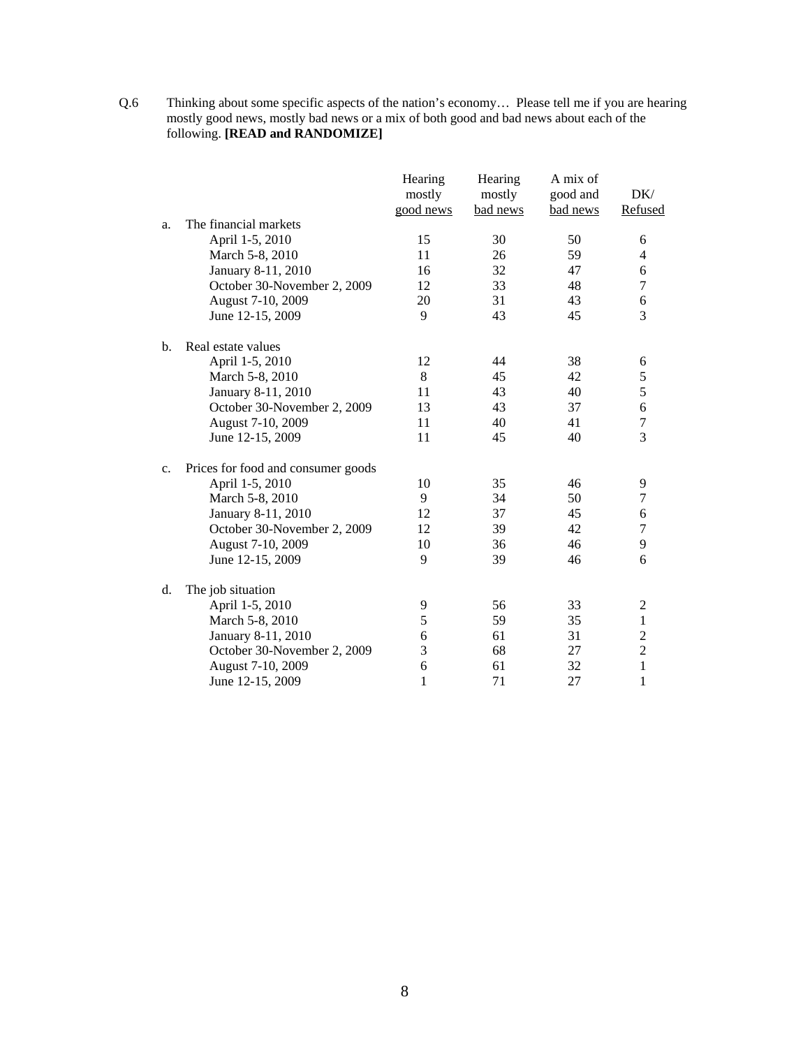Q.6 Thinking about some specific aspects of the nation's economy… Please tell me if you are hearing mostly good news, mostly bad news or a mix of both good and bad news about each of the following. **[READ and RANDOMIZE]**

| | Hearing mostly good news | Hearing mostly bad news | A mix of good and bad news | DK/ Refused |
|---|---|---|---|---|
| a. The financial markets | | | | |
| April 1-5, 2010 | 15 | 30 | 50 | 6 |
| March 5-8, 2010 | 11 | 26 | 59 | 4 |
| January 8-11, 2010 | 16 | 32 | 47 | 6 |
| October 30-November 2, 2009 | 12 | 33 | 48 | 7 |
| August 7-10, 2009 | 20 | 31 | 43 | 6 |
| June 12-15, 2009 | 9 | 43 | 45 | 3 |
| b. Real estate values | | | | |
| April 1-5, 2010 | 12 | 44 | 38 | 6 |
| March 5-8, 2010 | 8 | 45 | 42 | 5 |
| January 8-11, 2010 | 11 | 43 | 40 | 5 |
| October 30-November 2, 2009 | 13 | 43 | 37 | 6 |
| August 7-10, 2009 | 11 | 40 | 41 | 7 |
| June 12-15, 2009 | 11 | 45 | 40 | 3 |
| c. Prices for food and consumer goods | | | | |
| April 1-5, 2010 | 10 | 35 | 46 | 9 |
| March 5-8, 2010 | 9 | 34 | 50 | 7 |
| January 8-11, 2010 | 12 | 37 | 45 | 6 |
| October 30-November 2, 2009 | 12 | 39 | 42 | 7 |
| August 7-10, 2009 | 10 | 36 | 46 | 9 |
| June 12-15, 2009 | 9 | 39 | 46 | 6 |
| d. The job situation | | | | |
| April 1-5, 2010 | 9 | 56 | 33 | 2 |
| March 5-8, 2010 | 5 | 59 | 35 | 1 |
| January 8-11, 2010 | 6 | 61 | 31 | 2 |
| October 30-November 2, 2009 | 3 | 68 | 27 | 2 |
| August 7-10, 2009 | 6 | 61 | 32 | 1 |
| June 12-15, 2009 | 1 | 71 | 27 | 1 |